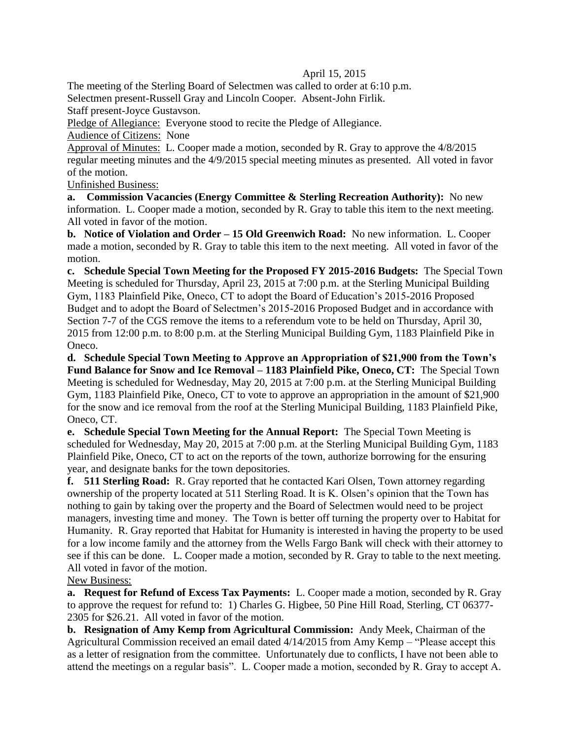April 15, 2015

The meeting of the Sterling Board of Selectmen was called to order at 6:10 p.m.
Selectmen present-Russell Gray and Lincoln Cooper. Absent-John Firlik.
Staff present-Joyce Gustavson.

Pledge of Allegiance: Everyone stood to recite the Pledge of Allegiance.

Audience of Citizens: None

Approval of Minutes: L. Cooper made a motion, seconded by R. Gray to approve the 4/8/2015 regular meeting minutes and the 4/9/2015 special meeting minutes as presented. All voted in favor of the motion.

Unfinished Business:

**a. Commission Vacancies (Energy Committee & Sterling Recreation Authority):** No new information. L. Cooper made a motion, seconded by R. Gray to table this item to the next meeting. All voted in favor of the motion.

**b. Notice of Violation and Order – 15 Old Greenwich Road:** No new information. L. Cooper made a motion, seconded by R. Gray to table this item to the next meeting. All voted in favor of the motion.

**c. Schedule Special Town Meeting for the Proposed FY 2015-2016 Budgets:** The Special Town Meeting is scheduled for Thursday, April 23, 2015 at 7:00 p.m. at the Sterling Municipal Building Gym, 1183 Plainfield Pike, Oneco, CT to adopt the Board of Education's 2015-2016 Proposed Budget and to adopt the Board of Selectmen's 2015-2016 Proposed Budget and in accordance with Section 7-7 of the CGS remove the items to a referendum vote to be held on Thursday, April 30, 2015 from 12:00 p.m. to 8:00 p.m. at the Sterling Municipal Building Gym, 1183 Plainfield Pike in Oneco.

**d. Schedule Special Town Meeting to Approve an Appropriation of $21,900 from the Town's Fund Balance for Snow and Ice Removal – 1183 Plainfield Pike, Oneco, CT:** The Special Town Meeting is scheduled for Wednesday, May 20, 2015 at 7:00 p.m. at the Sterling Municipal Building Gym, 1183 Plainfield Pike, Oneco, CT to vote to approve an appropriation in the amount of $21,900 for the snow and ice removal from the roof at the Sterling Municipal Building, 1183 Plainfield Pike, Oneco, CT.

**e. Schedule Special Town Meeting for the Annual Report:** The Special Town Meeting is scheduled for Wednesday, May 20, 2015 at 7:00 p.m. at the Sterling Municipal Building Gym, 1183 Plainfield Pike, Oneco, CT to act on the reports of the town, authorize borrowing for the ensuring year, and designate banks for the town depositories.

**f. 511 Sterling Road:** R. Gray reported that he contacted Kari Olsen, Town attorney regarding ownership of the property located at 511 Sterling Road. It is K. Olsen's opinion that the Town has nothing to gain by taking over the property and the Board of Selectmen would need to be project managers, investing time and money. The Town is better off turning the property over to Habitat for Humanity. R. Gray reported that Habitat for Humanity is interested in having the property to be used for a low income family and the attorney from the Wells Fargo Bank will check with their attorney to see if this can be done. L. Cooper made a motion, seconded by R. Gray to table to the next meeting. All voted in favor of the motion.

New Business:

**a. Request for Refund of Excess Tax Payments:** L. Cooper made a motion, seconded by R. Gray to approve the request for refund to: 1) Charles G. Higbee, 50 Pine Hill Road, Sterling, CT 06377-2305 for $26.21. All voted in favor of the motion.

**b. Resignation of Amy Kemp from Agricultural Commission:** Andy Meek, Chairman of the Agricultural Commission received an email dated 4/14/2015 from Amy Kemp – "Please accept this as a letter of resignation from the committee. Unfortunately due to conflicts, I have not been able to attend the meetings on a regular basis". L. Cooper made a motion, seconded by R. Gray to accept A.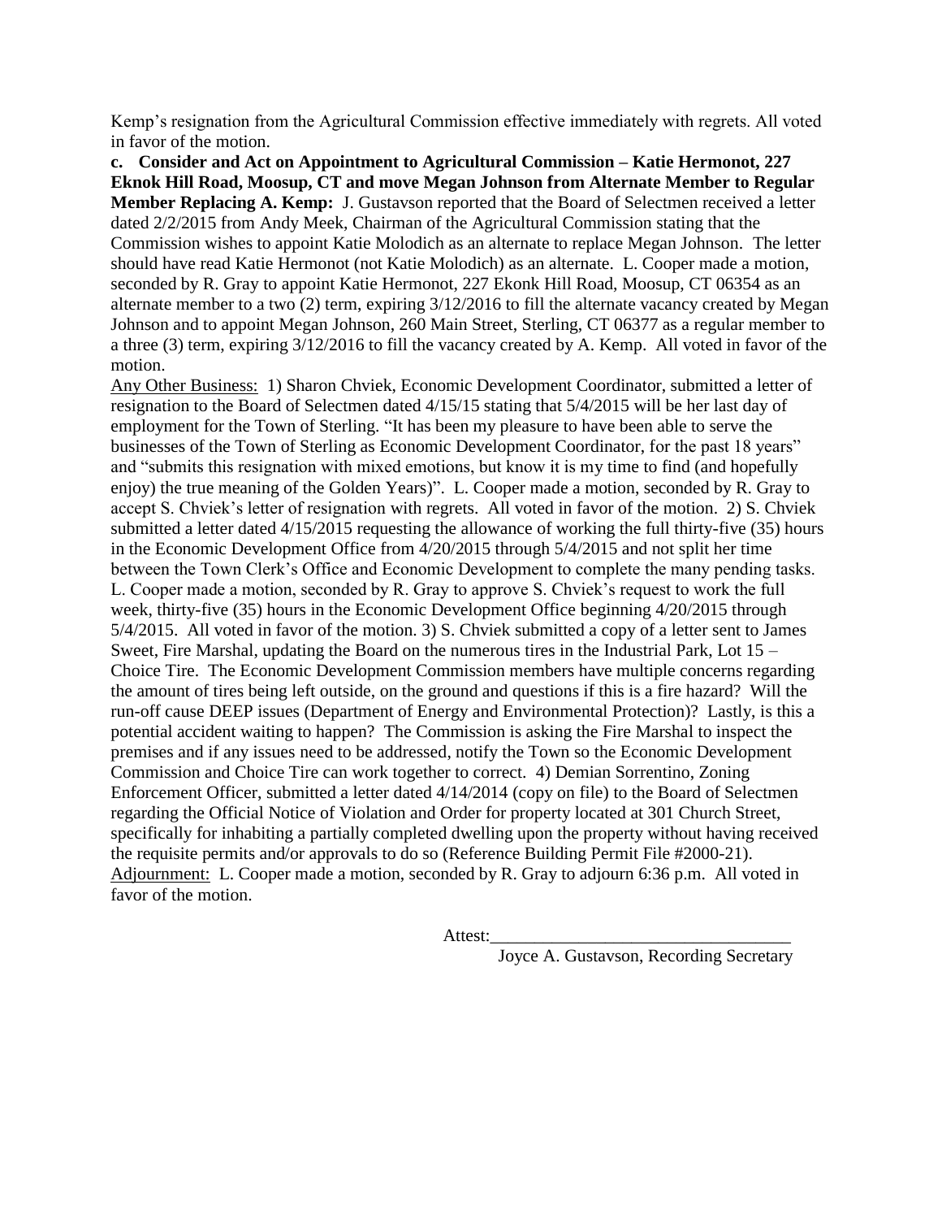Kemp's resignation from the Agricultural Commission effective immediately with regrets. All voted in favor of the motion.

**c. Consider and Act on Appointment to Agricultural Commission – Katie Hermonot, 227 Eknok Hill Road, Moosup, CT and move Megan Johnson from Alternate Member to Regular Member Replacing A. Kemp:** J. Gustavson reported that the Board of Selectmen received a letter dated 2/2/2015 from Andy Meek, Chairman of the Agricultural Commission stating that the Commission wishes to appoint Katie Molodich as an alternate to replace Megan Johnson. The letter should have read Katie Hermonot (not Katie Molodich) as an alternate. L. Cooper made a motion, seconded by R. Gray to appoint Katie Hermonot, 227 Ekonk Hill Road, Moosup, CT 06354 as an alternate member to a two (2) term, expiring 3/12/2016 to fill the alternate vacancy created by Megan Johnson and to appoint Megan Johnson, 260 Main Street, Sterling, CT 06377 as a regular member to a three (3) term, expiring 3/12/2016 to fill the vacancy created by A. Kemp. All voted in favor of the motion.

Any Other Business: 1) Sharon Chviek, Economic Development Coordinator, submitted a letter of resignation to the Board of Selectmen dated 4/15/15 stating that 5/4/2015 will be her last day of employment for the Town of Sterling. "It has been my pleasure to have been able to serve the businesses of the Town of Sterling as Economic Development Coordinator, for the past 18 years" and "submits this resignation with mixed emotions, but know it is my time to find (and hopefully enjoy) the true meaning of the Golden Years)". L. Cooper made a motion, seconded by R. Gray to accept S. Chviek's letter of resignation with regrets. All voted in favor of the motion. 2) S. Chviek submitted a letter dated 4/15/2015 requesting the allowance of working the full thirty-five (35) hours in the Economic Development Office from 4/20/2015 through 5/4/2015 and not split her time between the Town Clerk's Office and Economic Development to complete the many pending tasks. L. Cooper made a motion, seconded by R. Gray to approve S. Chviek's request to work the full week, thirty-five (35) hours in the Economic Development Office beginning 4/20/2015 through 5/4/2015. All voted in favor of the motion. 3) S. Chviek submitted a copy of a letter sent to James Sweet, Fire Marshal, updating the Board on the numerous tires in the Industrial Park, Lot 15 – Choice Tire. The Economic Development Commission members have multiple concerns regarding the amount of tires being left outside, on the ground and questions if this is a fire hazard? Will the run-off cause DEEP issues (Department of Energy and Environmental Protection)? Lastly, is this a potential accident waiting to happen? The Commission is asking the Fire Marshal to inspect the premises and if any issues need to be addressed, notify the Town so the Economic Development Commission and Choice Tire can work together to correct. 4) Demian Sorrentino, Zoning Enforcement Officer, submitted a letter dated 4/14/2014 (copy on file) to the Board of Selectmen regarding the Official Notice of Violation and Order for property located at 301 Church Street, specifically for inhabiting a partially completed dwelling upon the property without having received the requisite permits and/or approvals to do so (Reference Building Permit File #2000-21).

Adjournment: L. Cooper made a motion, seconded by R. Gray to adjourn 6:36 p.m. All voted in favor of the motion.

Attest:_________________________________

Joyce A. Gustavson, Recording Secretary